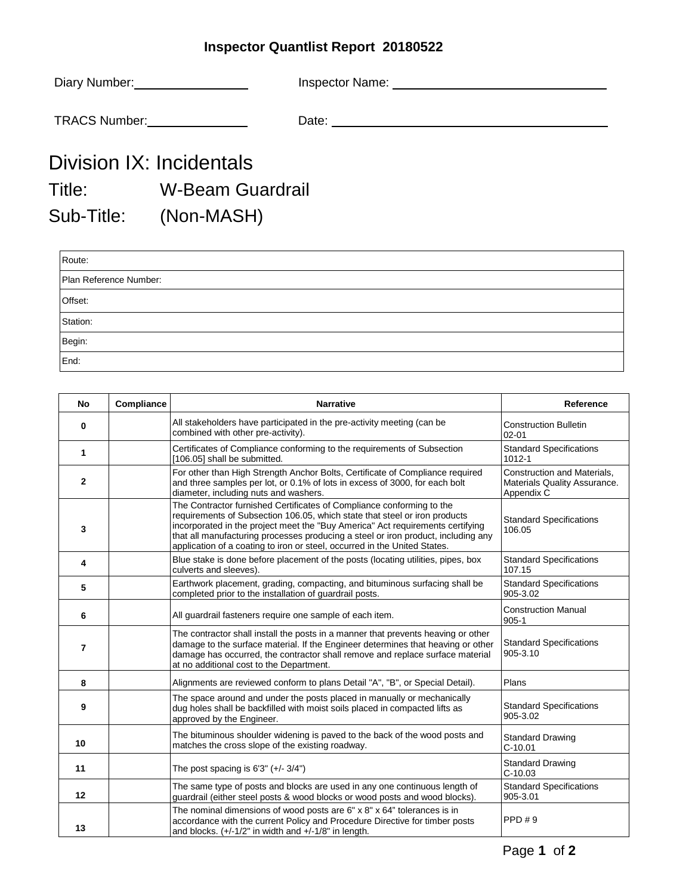# Inspector Quantlist Report 20180522

Diary Number: ________________ Inspector Name: ______________________________

TRACS Number: ______________ Date: ________________________________________

## Division IX: Incidentals

## Title: W-Beam Guardrail

## Sub-Title: (Non-MASH)

| |
|---|
| Route: |
| Plan Reference Number: |
| Offset: |
| Station: |
| Begin: |
| End: |

| No | Compliance | Narrative | Reference |
|---|---|---|---|
| 0 | | All stakeholders have participated in the pre-activity meeting (can be combined with other pre-activity). | Construction Bulletin 02-01 |
| 1 | | Certificates of Compliance conforming to the requirements of Subsection [106.05] shall be submitted. | Standard Specifications 1012-1 |
| 2 | | For other than High Strength Anchor Bolts, Certificate of Compliance required and three samples per lot, or 0.1% of lots in excess of 3000, for each bolt diameter, including nuts and washers. | Construction and Materials, Materials Quality Assurance. Appendix C |
| 3 | | The Contractor furnished Certificates of Compliance conforming to the requirements of Subsection 106.05, which state that steel or iron products incorporated in the project meet the "Buy America" Act requirements certifying that all manufacturing processes producing a steel or iron product, including any application of a coating to iron or steel, occurred in the United States. | Standard Specifications 106.05 |
| 4 | | Blue stake is done before placement of the posts (locating utilities, pipes, box culverts and sleeves). | Standard Specifications 107.15 |
| 5 | | Earthwork placement, grading, compacting, and bituminous surfacing shall be completed prior to the installation of guardrail posts. | Standard Specifications 905-3.02 |
| 6 | | All guardrail fasteners require one sample of each item. | Construction Manual 905-1 |
| 7 | | The contractor shall install the posts in a manner that prevents heaving or other damage to the surface material. If the Engineer determines that heaving or other damage has occurred, the contractor shall remove and replace surface material at no additional cost to the Department. | Standard Specifications 905-3.10 |
| 8 | | Alignments are reviewed conform to plans Detail "A", "B", or Special Detail). | Plans |
| 9 | | The space around and under the posts placed in manually or mechanically dug holes shall be backfilled with moist soils placed in compacted lifts as approved by the Engineer. | Standard Specifications 905-3.02 |
| 10 | | The bituminous shoulder widening is paved to the back of the wood posts and matches the cross slope of the existing roadway. | Standard Drawing C-10.01 |
| 11 | | The post spacing is 6'3" (+/- 3/4") | Standard Drawing C-10.03 |
| 12 | | The same type of posts and blocks are used in any one continuous length of guardrail (either steel posts & wood blocks or wood posts and wood blocks). | Standard Specifications 905-3.01 |
| 13 | | The nominal dimensions of wood posts are 6" x 8" x 64" tolerances is in accordance with the current Policy and Procedure Directive for timber posts and blocks. (+/-1/2" in width and +/-1/8" in length. | PPD # 9 |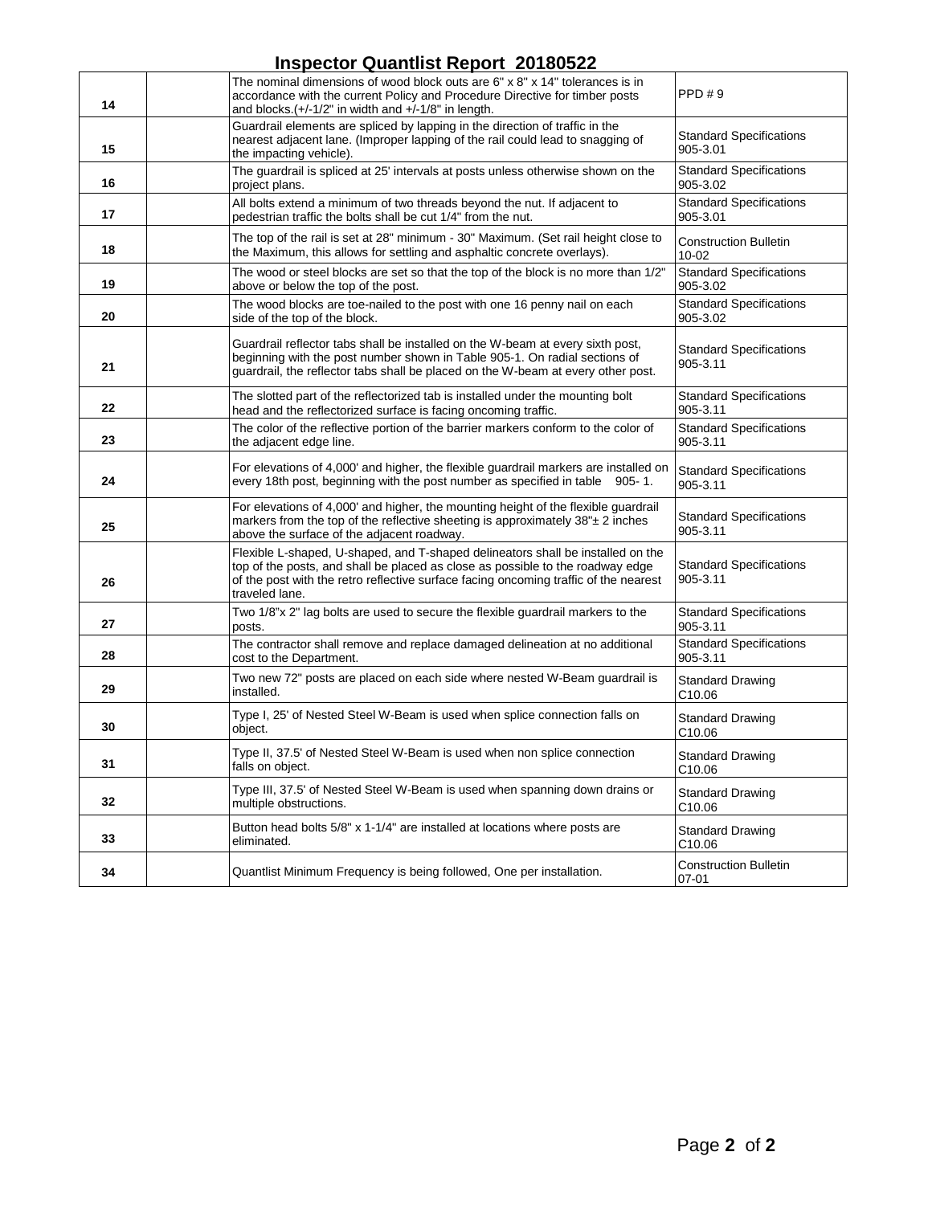# Inspector Quantlist Report 20180522

| | | | |
|---|---|---|---|
| 14 | | The nominal dimensions of wood block outs are 6" x 8" x 14" tolerances is in accordance with the current Policy and Procedure Directive for timber posts and blocks.(+/-1/2" in width and +/-1/8" in length. | PPD # 9 |
| 15 | | Guardrail elements are spliced by lapping in the direction of traffic in the nearest adjacent lane. (Improper lapping of the rail could lead to snagging of the impacting vehicle). | Standard Specifications 905-3.01 |
| 16 | | The guardrail is spliced at 25' intervals at posts unless otherwise shown on the project plans. | Standard Specifications 905-3.02 |
| 17 | | All bolts extend a minimum of two threads beyond the nut. If adjacent to pedestrian traffic the bolts shall be cut 1/4" from the nut. | Standard Specifications 905-3.01 |
| 18 | | The top of the rail is set at 28" minimum - 30" Maximum. (Set rail height close to the Maximum, this allows for settling and asphaltic concrete overlays). | Construction Bulletin 10-02 |
| 19 | | The wood or steel blocks are set so that the top of the block is no more than 1/2" above or below the top of the post. | Standard Specifications 905-3.02 |
| 20 | | The wood blocks are toe-nailed to the post with one 16 penny nail on each side of the top of the block. | Standard Specifications 905-3.02 |
| 21 | | Guardrail reflector tabs shall be installed on the W-beam at every sixth post, beginning with the post number shown in Table 905-1. On radial sections of guardrail, the reflector tabs shall be placed on the W-beam at every other post. | Standard Specifications 905-3.11 |
| 22 | | The slotted part of the reflectorized tab is installed under the mounting bolt head and the reflectorized surface is facing oncoming traffic. | Standard Specifications 905-3.11 |
| 23 | | The color of the reflective portion of the barrier markers conform to the color of the adjacent edge line. | Standard Specifications 905-3.11 |
| 24 | | For elevations of 4,000' and higher, the flexible guardrail markers are installed on every 18th post, beginning with the post number as specified in table 905- 1. | Standard Specifications 905-3.11 |
| 25 | | For elevations of 4,000' and higher, the mounting height of the flexible guardrail markers from the top of the reflective sheeting is approximately 38"± 2 inches above the surface of the adjacent roadway. | Standard Specifications 905-3.11 |
| 26 | | Flexible L-shaped, U-shaped, and T-shaped delineators shall be installed on the top of the posts, and shall be placed as close as possible to the roadway edge of the post with the retro reflective surface facing oncoming traffic of the nearest traveled lane. | Standard Specifications 905-3.11 |
| 27 | | Two 1/8"x 2" lag bolts are used to secure the flexible guardrail markers to the posts. | Standard Specifications 905-3.11 |
| 28 | | The contractor shall remove and replace damaged delineation at no additional cost to the Department. | Standard Specifications 905-3.11 |
| 29 | | Two new 72" posts are placed on each side where nested W-Beam guardrail is installed. | Standard Drawing C10.06 |
| 30 | | Type I, 25' of Nested Steel W-Beam is used when splice connection falls on object. | Standard Drawing C10.06 |
| 31 | | Type II, 37.5' of Nested Steel W-Beam is used when non splice connection falls on object. | Standard Drawing C10.06 |
| 32 | | Type III, 37.5' of Nested Steel W-Beam is used when spanning down drains or multiple obstructions. | Standard Drawing C10.06 |
| 33 | | Button head bolts 5/8" x 1-1/4" are installed at locations where posts are eliminated. | Standard Drawing C10.06 |
| 34 | | Quantlist Minimum Frequency is being followed, One per installation. | Construction Bulletin 07-01 |